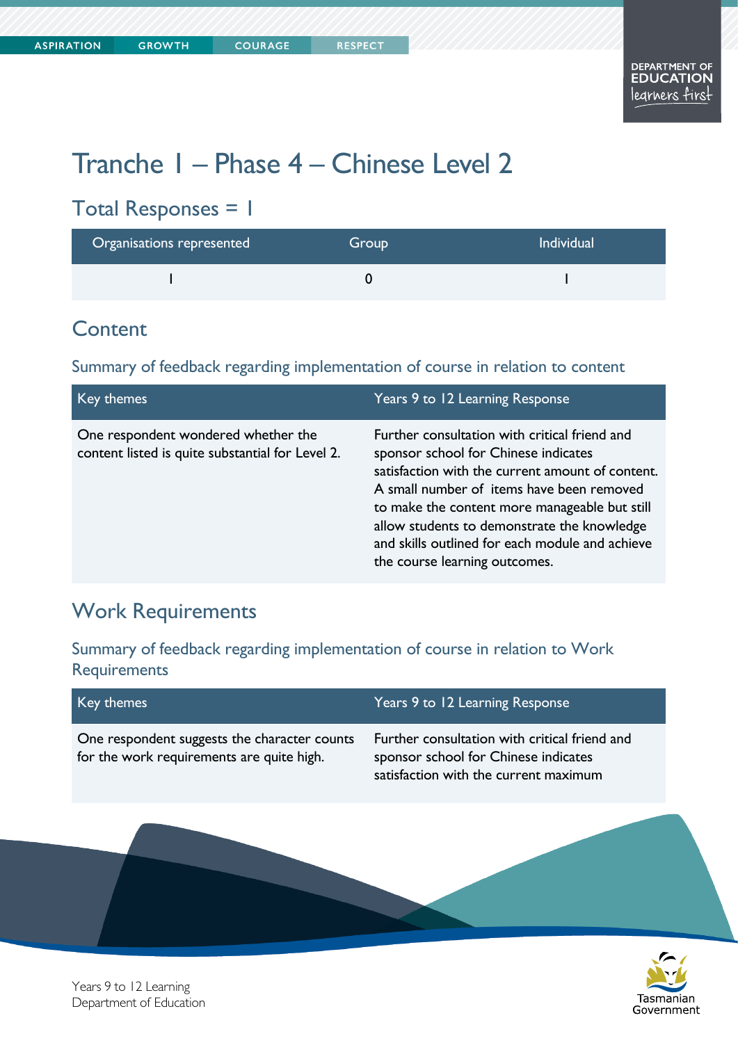# Tranche 1 – Phase 4 – Chinese Level 2

## Total Responses = 1

| Organisations represented | Group | Individual |
|---|---|---|
| 1 | 0 | 1 |

## Content

### Summary of feedback regarding implementation of course in relation to content

| Key themes | Years 9 to 12 Learning Response |
|---|---|
| One respondent wondered whether the content listed is quite substantial for Level 2. | Further consultation with critical friend and sponsor school for Chinese indicates satisfaction with the current amount of content. A small number of items have been removed to make the content more manageable but still allow students to demonstrate the knowledge and skills outlined for each module and achieve the course learning outcomes. |

## Work Requirements

### Summary of feedback regarding implementation of course in relation to Work Requirements

| Key themes | Years 9 to 12 Learning Response |
|---|---|
| One respondent suggests the character counts for the work requirements are quite high. | Further consultation with critical friend and sponsor school for Chinese indicates satisfaction with the current maximum |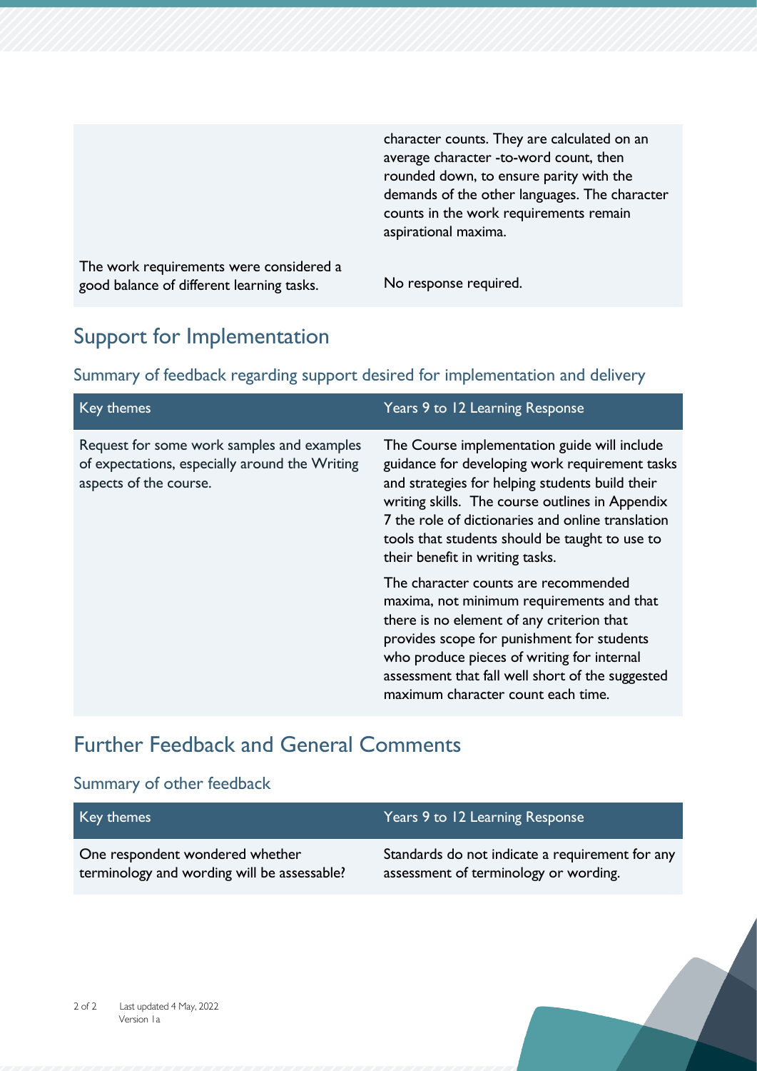| | |
|---|---|
| | character counts. They are calculated on an average character -to-word count, then rounded down, to ensure parity with the demands of the other languages. The character counts in the work requirements remain aspirational maxima. |
| The work requirements were considered a good balance of different learning tasks. | No response required. |

## Support for Implementation

### Summary of feedback regarding support desired for implementation and delivery

| Key themes | Years 9 to 12 Learning Response |
|---|---|
| Request for some work samples and examples of expectations, especially around the Writing aspects of the course. | The Course implementation guide will include guidance for developing work requirement tasks and strategies for helping students build their writing skills. The course outlines in Appendix 7 the role of dictionaries and online translation tools that students should be taught to use to their benefit in writing tasks.<br><br>The character counts are recommended maxima, not minimum requirements and that there is no element of any criterion that provides scope for punishment for students who produce pieces of writing for internal assessment that fall well short of the suggested maximum character count each time. |

## Further Feedback and General Comments

### Summary of other feedback

| Key themes | Years 9 to 12 Learning Response |
|---|---|
| One respondent wondered whether terminology and wording will be assessable? | Standards do not indicate a requirement for any assessment of terminology or wording. |

Last updated 4 May, 2022
Version 1a